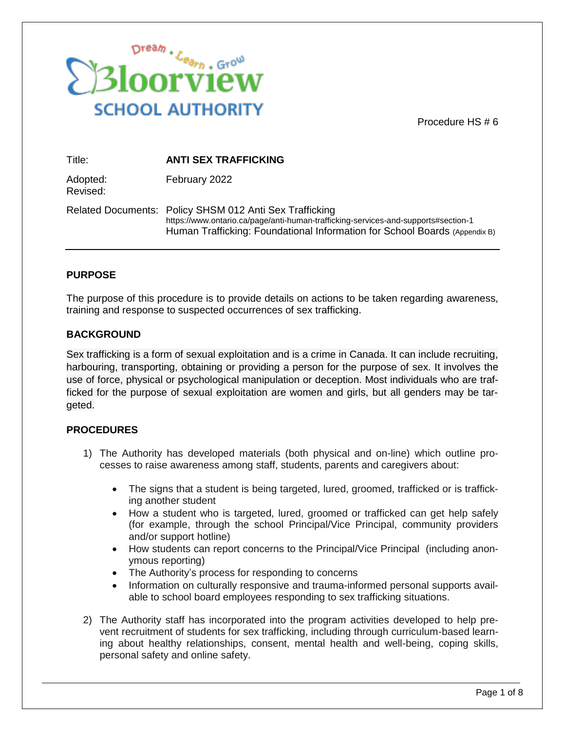Bloorview School Authority — Dream • Learn • Grow

Procedure HS # 6

| | |
|---|---|
| Title: | **ANTI SEX TRAFFICKING** |
| Adopted: | February 2022 |
| Revised: | |
| Related Documents: | Policy SHSM 012 Anti Sex Trafficking<br>https://www.ontario.ca/page/anti-human-trafficking-services-and-supports#section-1<br>Human Trafficking: Foundational Information for School Boards (Appendix B) |

---

## PURPOSE

The purpose of this procedure is to provide details on actions to be taken regarding awareness, training and response to suspected occurrences of sex trafficking.

## BACKGROUND

Sex trafficking is a form of sexual exploitation and is a crime in Canada. It can include recruiting, harbouring, transporting, obtaining or providing a person for the purpose of sex. It involves the use of force, physical or psychological manipulation or deception. Most individuals who are trafficked for the purpose of sexual exploitation are women and girls, but all genders may be targeted.

## PROCEDURES

1) The Authority has developed materials (both physical and on-line) which outline processes to raise awareness among staff, students, parents and caregivers about:

   - The signs that a student is being targeted, lured, groomed, trafficked or is trafficking another student
   - How a student who is targeted, lured, groomed or trafficked can get help safely (for example, through the school Principal/Vice Principal, community providers and/or support hotline)
   - How students can report concerns to the Principal/Vice Principal (including anonymous reporting)
   - The Authority's process for responding to concerns
   - Information on culturally responsive and trauma-informed personal supports available to school board employees responding to sex trafficking situations.

2) The Authority staff has incorporated into the program activities developed to help prevent recruitment of students for sex trafficking, including through curriculum-based learning about healthy relationships, consent, mental health and well-being, coping skills, personal safety and online safety.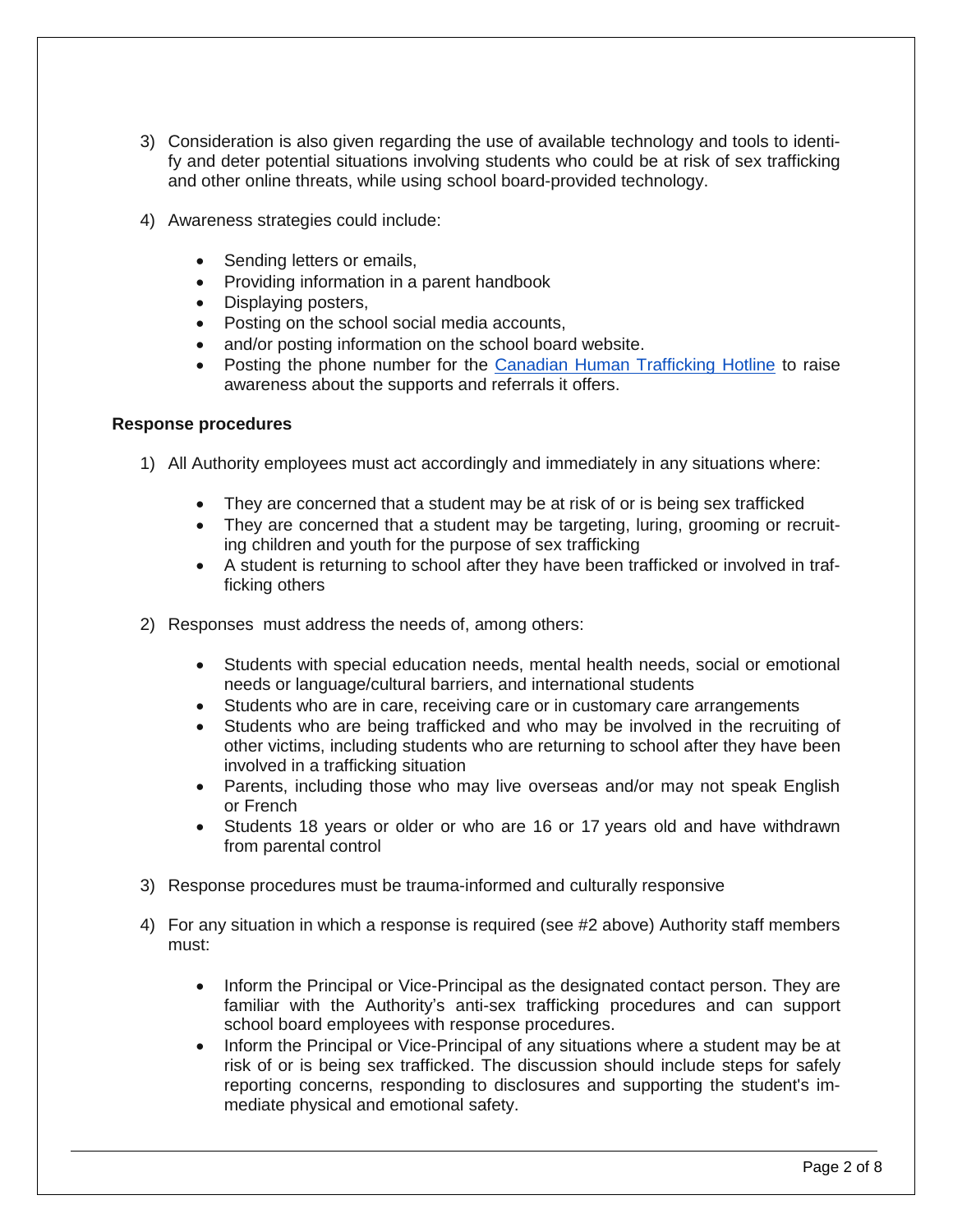3) Consideration is also given regarding the use of available technology and tools to identify and deter potential situations involving students who could be at risk of sex trafficking and other online threats, while using school board-provided technology.

4) Awareness strategies could include:

   - Sending letters or emails,
   - Providing information in a parent handbook
   - Displaying posters,
   - Posting on the school social media accounts,
   - and/or posting information on the school board website.
   - Posting the phone number for the Canadian Human Trafficking Hotline to raise awareness about the supports and referrals it offers.

**Response procedures**

1) All Authority employees must act accordingly and immediately in any situations where:

   - They are concerned that a student may be at risk of or is being sex trafficked
   - They are concerned that a student may be targeting, luring, grooming or recruiting children and youth for the purpose of sex trafficking
   - A student is returning to school after they have been trafficked or involved in trafficking others

2) Responses must address the needs of, among others:

   - Students with special education needs, mental health needs, social or emotional needs or language/cultural barriers, and international students
   - Students who are in care, receiving care or in customary care arrangements
   - Students who are being trafficked and who may be involved in the recruiting of other victims, including students who are returning to school after they have been involved in a trafficking situation
   - Parents, including those who may live overseas and/or may not speak English or French
   - Students 18 years or older or who are 16 or 17 years old and have withdrawn from parental control

3) Response procedures must be trauma-informed and culturally responsive

4) For any situation in which a response is required (see #2 above) Authority staff members must:

   - Inform the Principal or Vice-Principal as the designated contact person. They are familiar with the Authority's anti-sex trafficking procedures and can support school board employees with response procedures.
   - Inform the Principal or Vice-Principal of any situations where a student may be at risk of or is being sex trafficked. The discussion should include steps for safely reporting concerns, responding to disclosures and supporting the student's immediate physical and emotional safety.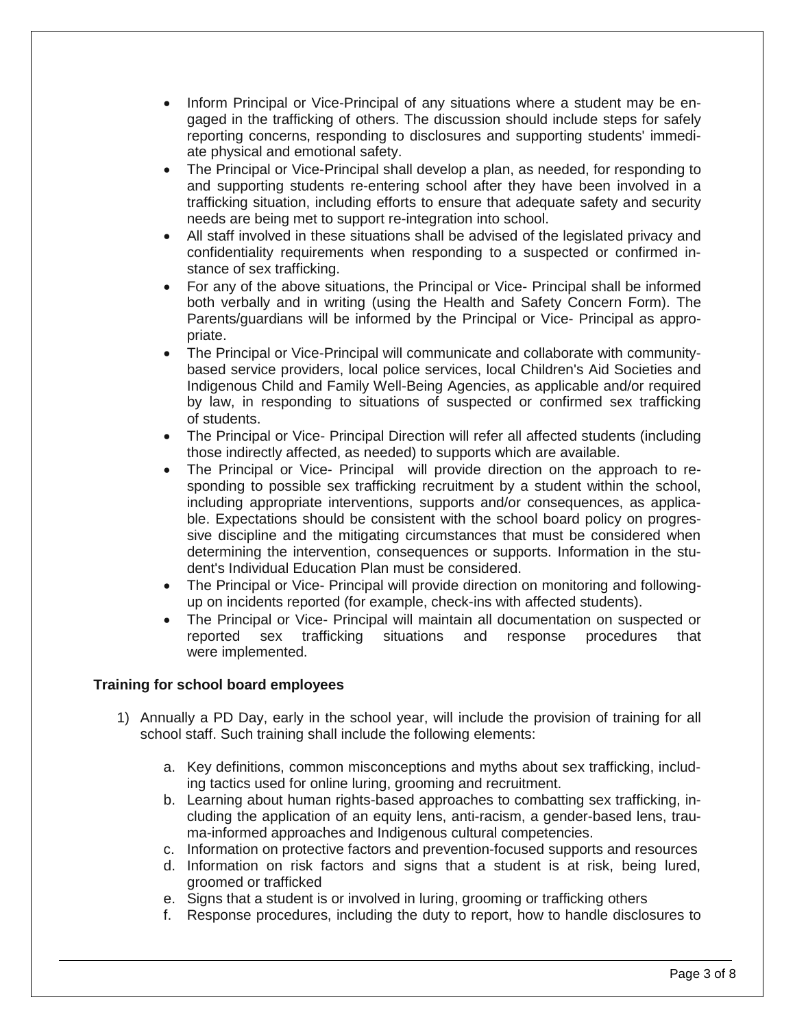- Inform Principal or Vice-Principal of any situations where a student may be engaged in the trafficking of others. The discussion should include steps for safely reporting concerns, responding to disclosures and supporting students' immediate physical and emotional safety.
- The Principal or Vice-Principal shall develop a plan, as needed, for responding to and supporting students re-entering school after they have been involved in a trafficking situation, including efforts to ensure that adequate safety and security needs are being met to support re-integration into school.
- All staff involved in these situations shall be advised of the legislated privacy and confidentiality requirements when responding to a suspected or confirmed instance of sex trafficking.
- For any of the above situations, the Principal or Vice- Principal shall be informed both verbally and in writing (using the Health and Safety Concern Form). The Parents/guardians will be informed by the Principal or Vice- Principal as appropriate.
- The Principal or Vice-Principal will communicate and collaborate with community-based service providers, local police services, local Children's Aid Societies and Indigenous Child and Family Well-Being Agencies, as applicable and/or required by law, in responding to situations of suspected or confirmed sex trafficking of students.
- The Principal or Vice- Principal Direction will refer all affected students (including those indirectly affected, as needed) to supports which are available.
- The Principal or Vice- Principal will provide direction on the approach to responding to possible sex trafficking recruitment by a student within the school, including appropriate interventions, supports and/or consequences, as applicable. Expectations should be consistent with the school board policy on progressive discipline and the mitigating circumstances that must be considered when determining the intervention, consequences or supports. Information in the student's Individual Education Plan must be considered.
- The Principal or Vice- Principal will provide direction on monitoring and following-up on incidents reported (for example, check-ins with affected students).
- The Principal or Vice- Principal will maintain all documentation on suspected or reported sex trafficking situations and response procedures that were implemented.

**Training for school board employees**

1) Annually a PD Day, early in the school year, will include the provision of training for all school staff. Such training shall include the following elements:

    a. Key definitions, common misconceptions and myths about sex trafficking, including tactics used for online luring, grooming and recruitment.
    b. Learning about human rights-based approaches to combatting sex trafficking, including the application of an equity lens, anti-racism, a gender-based lens, trauma-informed approaches and Indigenous cultural competencies.
    c. Information on protective factors and prevention-focused supports and resources
    d. Information on risk factors and signs that a student is at risk, being lured, groomed or trafficked
    e. Signs that a student is or involved in luring, grooming or trafficking others
    f. Response procedures, including the duty to report, how to handle disclosures to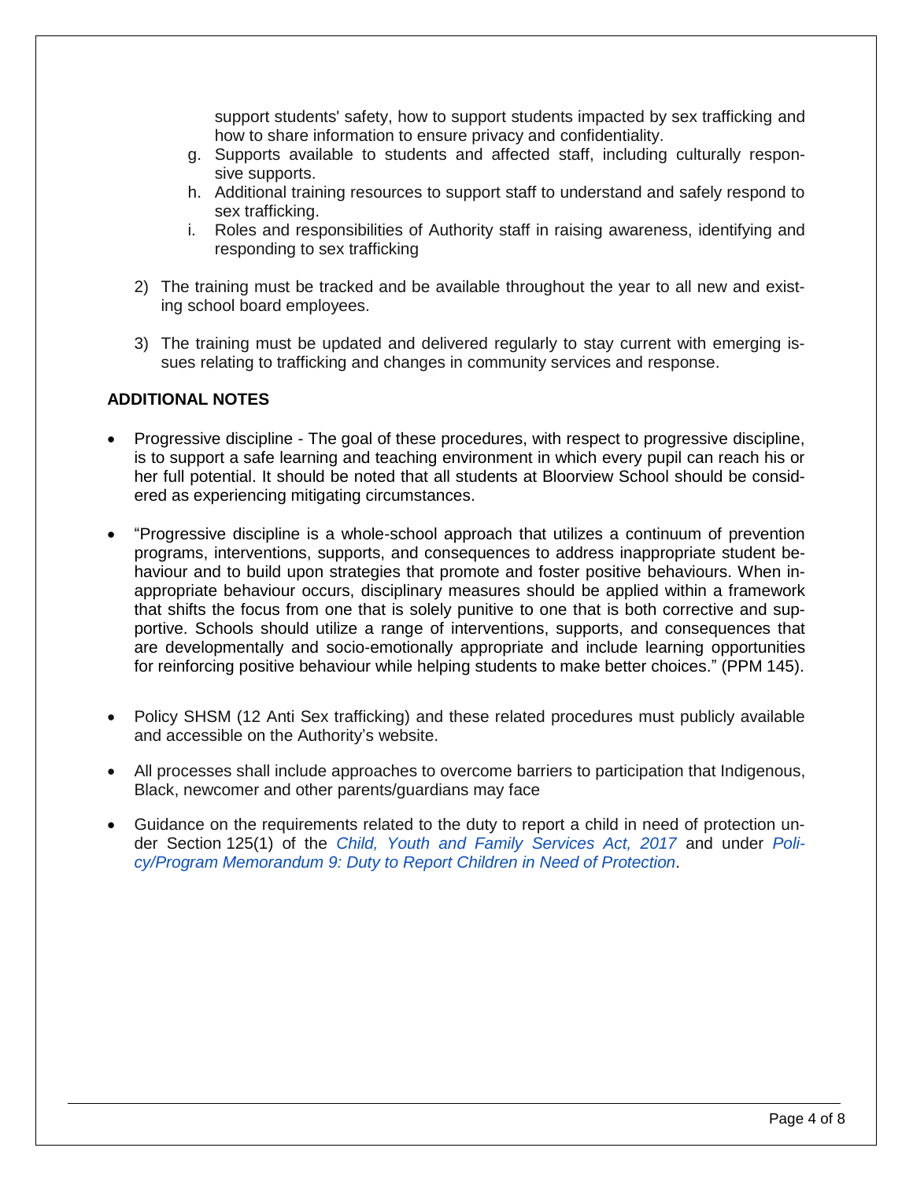support students' safety, how to support students impacted by sex trafficking and how to share information to ensure privacy and confidentiality.

g. Supports available to students and affected staff, including culturally responsive supports.
h. Additional training resources to support staff to understand and safely respond to sex trafficking.
i. Roles and responsibilities of Authority staff in raising awareness, identifying and responding to sex trafficking

2) The training must be tracked and be available throughout the year to all new and existing school board employees.

3) The training must be updated and delivered regularly to stay current with emerging issues relating to trafficking and changes in community services and response.

**ADDITIONAL NOTES**

- Progressive discipline - The goal of these procedures, with respect to progressive discipline, is to support a safe learning and teaching environment in which every pupil can reach his or her full potential. It should be noted that all students at Bloorview School should be considered as experiencing mitigating circumstances.

- "Progressive discipline is a whole-school approach that utilizes a continuum of prevention programs, interventions, supports, and consequences to address inappropriate student behaviour and to build upon strategies that promote and foster positive behaviours. When inappropriate behaviour occurs, disciplinary measures should be applied within a framework that shifts the focus from one that is solely punitive to one that is both corrective and supportive. Schools should utilize a range of interventions, supports, and consequences that are developmentally and socio-emotionally appropriate and include learning opportunities for reinforcing positive behaviour while helping students to make better choices." (PPM 145).

- Policy SHSM (12 Anti Sex trafficking) and these related procedures must publicly available and accessible on the Authority's website.

- All processes shall include approaches to overcome barriers to participation that Indigenous, Black, newcomer and other parents/guardians may face

- Guidance on the requirements related to the duty to report a child in need of protection under Section 125(1) of the *Child, Youth and Family Services Act, 2017* and under *Policy/Program Memorandum 9: Duty to Report Children in Need of Protection*.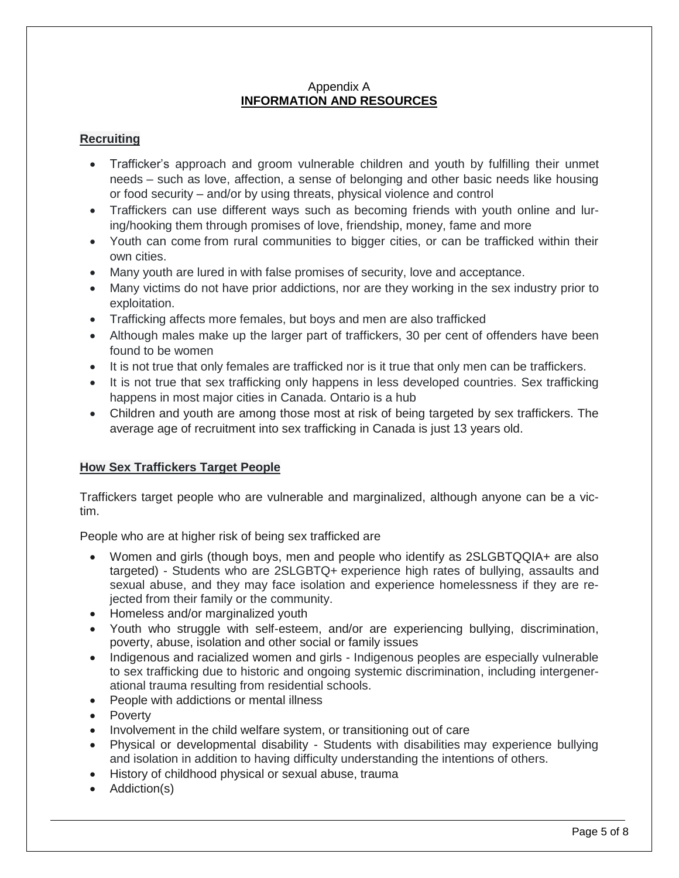Appendix A
## INFORMATION AND RESOURCES

### Recruiting

- Trafficker's approach and groom vulnerable children and youth by fulfilling their unmet needs – such as love, affection, a sense of belonging and other basic needs like housing or food security – and/or by using threats, physical violence and control
- Traffickers can use different ways such as becoming friends with youth online and luring/hooking them through promises of love, friendship, money, fame and more
- Youth can come from rural communities to bigger cities, or can be trafficked within their own cities.
- Many youth are lured in with false promises of security, love and acceptance.
- Many victims do not have prior addictions, nor are they working in the sex industry prior to exploitation.
- Trafficking affects more females, but boys and men are also trafficked
- Although males make up the larger part of traffickers, 30 per cent of offenders have been found to be women
- It is not true that only females are trafficked nor is it true that only men can be traffickers.
- It is not true that sex trafficking only happens in less developed countries. Sex trafficking happens in most major cities in Canada. Ontario is a hub
- Children and youth are among those most at risk of being targeted by sex traffickers. The average age of recruitment into sex trafficking in Canada is just 13 years old.

### How Sex Traffickers Target People

Traffickers target people who are vulnerable and marginalized, although anyone can be a victim.

People who are at higher risk of being sex trafficked are

- Women and girls (though boys, men and people who identify as 2SLGBTQQIA+ are also targeted) - Students who are 2SLGBTQ+ experience high rates of bullying, assaults and sexual abuse, and they may face isolation and experience homelessness if they are rejected from their family or the community.
- Homeless and/or marginalized youth
- Youth who struggle with self-esteem, and/or are experiencing bullying, discrimination, poverty, abuse, isolation and other social or family issues
- Indigenous and racialized women and girls - Indigenous peoples are especially vulnerable to sex trafficking due to historic and ongoing systemic discrimination, including intergenerational trauma resulting from residential schools.
- People with addictions or mental illness
- Poverty
- Involvement in the child welfare system, or transitioning out of care
- Physical or developmental disability - Students with disabilities may experience bullying and isolation in addition to having difficulty understanding the intentions of others.
- History of childhood physical or sexual abuse, trauma
- Addiction(s)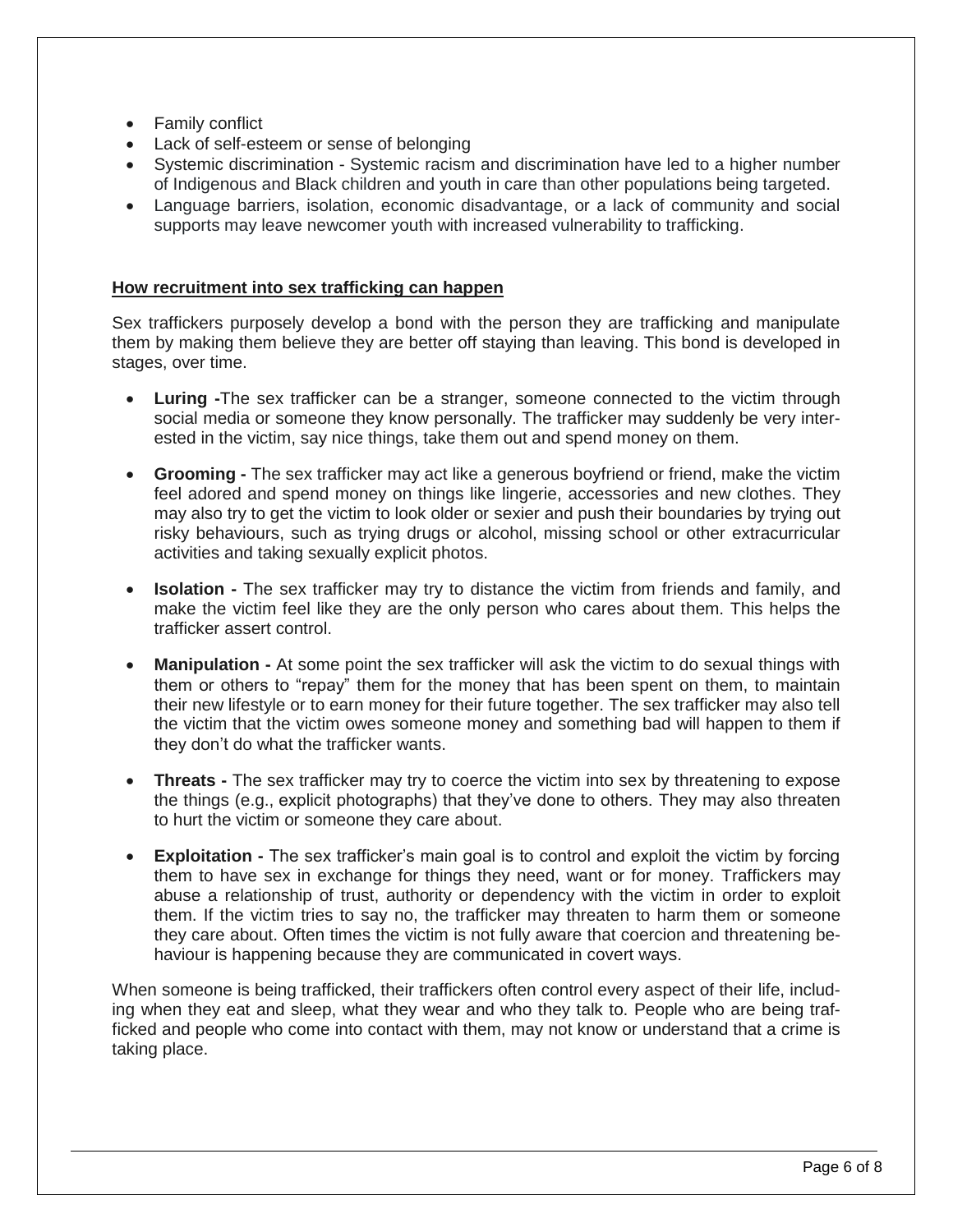- Family conflict
- Lack of self-esteem or sense of belonging
- Systemic discrimination - Systemic racism and discrimination have led to a higher number of Indigenous and Black children and youth in care than other populations being targeted.
- Language barriers, isolation, economic disadvantage, or a lack of community and social supports may leave newcomer youth with increased vulnerability to trafficking.

**How recruitment into sex trafficking can happen**

Sex traffickers purposely develop a bond with the person they are trafficking and manipulate them by making them believe they are better off staying than leaving. This bond is developed in stages, over time.

- **Luring -**The sex trafficker can be a stranger, someone connected to the victim through social media or someone they know personally. The trafficker may suddenly be very interested in the victim, say nice things, take them out and spend money on them.

- **Grooming -** The sex trafficker may act like a generous boyfriend or friend, make the victim feel adored and spend money on things like lingerie, accessories and new clothes. They may also try to get the victim to look older or sexier and push their boundaries by trying out risky behaviours, such as trying drugs or alcohol, missing school or other extracurricular activities and taking sexually explicit photos.

- **Isolation -** The sex trafficker may try to distance the victim from friends and family, and make the victim feel like they are the only person who cares about them. This helps the trafficker assert control.

- **Manipulation -** At some point the sex trafficker will ask the victim to do sexual things with them or others to "repay" them for the money that has been spent on them, to maintain their new lifestyle or to earn money for their future together. The sex trafficker may also tell the victim that the victim owes someone money and something bad will happen to them if they don't do what the trafficker wants.

- **Threats -** The sex trafficker may try to coerce the victim into sex by threatening to expose the things (e.g., explicit photographs) that they've done to others. They may also threaten to hurt the victim or someone they care about.

- **Exploitation -** The sex trafficker's main goal is to control and exploit the victim by forcing them to have sex in exchange for things they need, want or for money. Traffickers may abuse a relationship of trust, authority or dependency with the victim in order to exploit them. If the victim tries to say no, the trafficker may threaten to harm them or someone they care about. Often times the victim is not fully aware that coercion and threatening behaviour is happening because they are communicated in covert ways.

When someone is being trafficked, their traffickers often control every aspect of their life, including when they eat and sleep, what they wear and who they talk to. People who are being trafficked and people who come into contact with them, may not know or understand that a crime is taking place.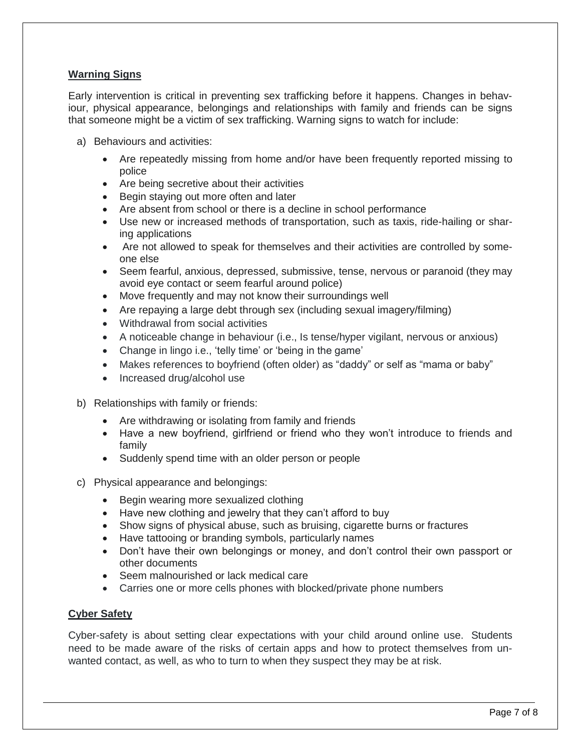## Warning Signs

Early intervention is critical in preventing sex trafficking before it happens. Changes in behaviour, physical appearance, belongings and relationships with family and friends can be signs that someone might be a victim of sex trafficking. Warning signs to watch for include:

a) Behaviours and activities:

- Are repeatedly missing from home and/or have been frequently reported missing to police
- Are being secretive about their activities
- Begin staying out more often and later
- Are absent from school or there is a decline in school performance
- Use new or increased methods of transportation, such as taxis, ride-hailing or sharing applications
- Are not allowed to speak for themselves and their activities are controlled by someone else
- Seem fearful, anxious, depressed, submissive, tense, nervous or paranoid (they may avoid eye contact or seem fearful around police)
- Move frequently and may not know their surroundings well
- Are repaying a large debt through sex (including sexual imagery/filming)
- Withdrawal from social activities
- A noticeable change in behaviour (i.e., Is tense/hyper vigilant, nervous or anxious)
- Change in lingo i.e., 'telly time' or 'being in the game'
- Makes references to boyfriend (often older) as "daddy" or self as "mama or baby"
- Increased drug/alcohol use

b) Relationships with family or friends:

- Are withdrawing or isolating from family and friends
- Have a new boyfriend, girlfriend or friend who they won't introduce to friends and family
- Suddenly spend time with an older person or people

c) Physical appearance and belongings:

- Begin wearing more sexualized clothing
- Have new clothing and jewelry that they can't afford to buy
- Show signs of physical abuse, such as bruising, cigarette burns or fractures
- Have tattooing or branding symbols, particularly names
- Don't have their own belongings or money, and don't control their own passport or other documents
- Seem malnourished or lack medical care
- Carries one or more cells phones with blocked/private phone numbers

## Cyber Safety

Cyber-safety is about setting clear expectations with your child around online use. Students need to be made aware of the risks of certain apps and how to protect themselves from unwanted contact, as well, as who to turn to when they suspect they may be at risk.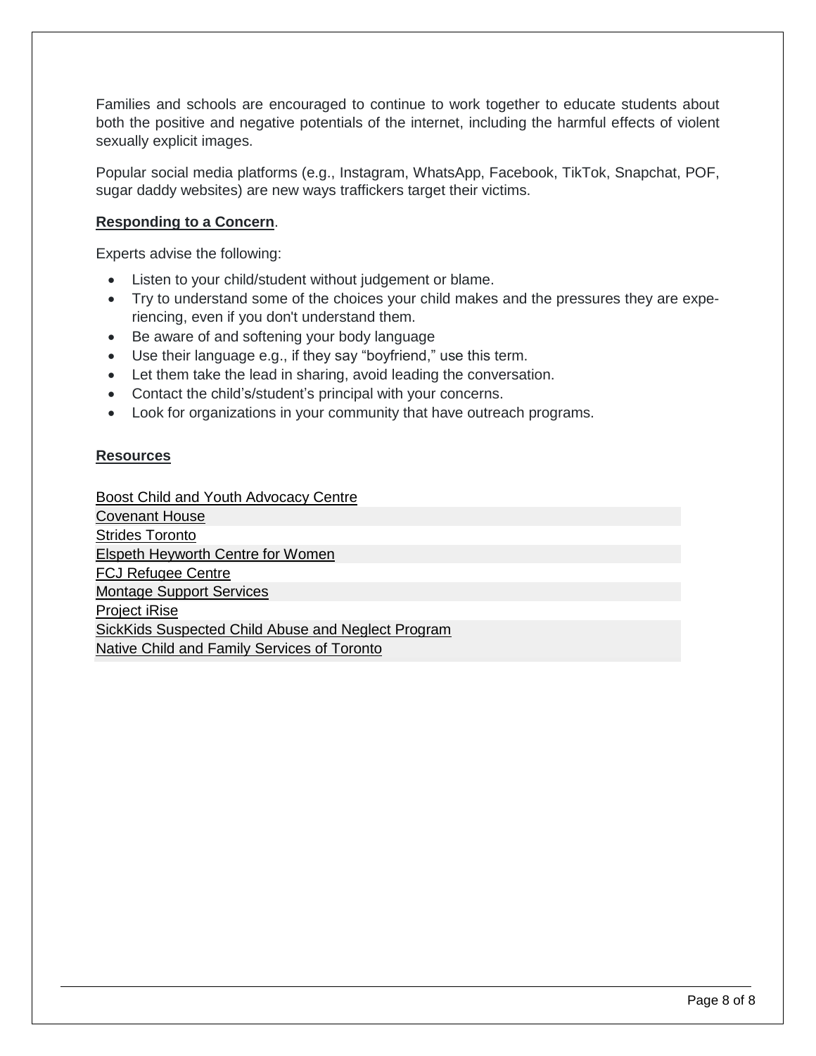Families and schools are encouraged to continue to work together to educate students about both the positive and negative potentials of the internet, including the harmful effects of violent sexually explicit images.

Popular social media platforms (e.g., Instagram, WhatsApp, Facebook, TikTok, Snapchat, POF, sugar daddy websites) are new ways traffickers target their victims.

**Responding to a Concern**.

Experts advise the following:

- Listen to your child/student without judgement or blame.
- Try to understand some of the choices your child makes and the pressures they are experiencing, even if you don't understand them.
- Be aware of and softening your body language
- Use their language e.g., if they say "boyfriend," use this term.
- Let them take the lead in sharing, avoid leading the conversation.
- Contact the child's/student's principal with your concerns.
- Look for organizations in your community that have outreach programs.

**Resources**

Boost Child and Youth Advocacy Centre
Covenant House
Strides Toronto
Elspeth Heyworth Centre for Women
FCJ Refugee Centre
Montage Support Services
Project iRise
SickKids Suspected Child Abuse and Neglect Program
Native Child and Family Services of Toronto